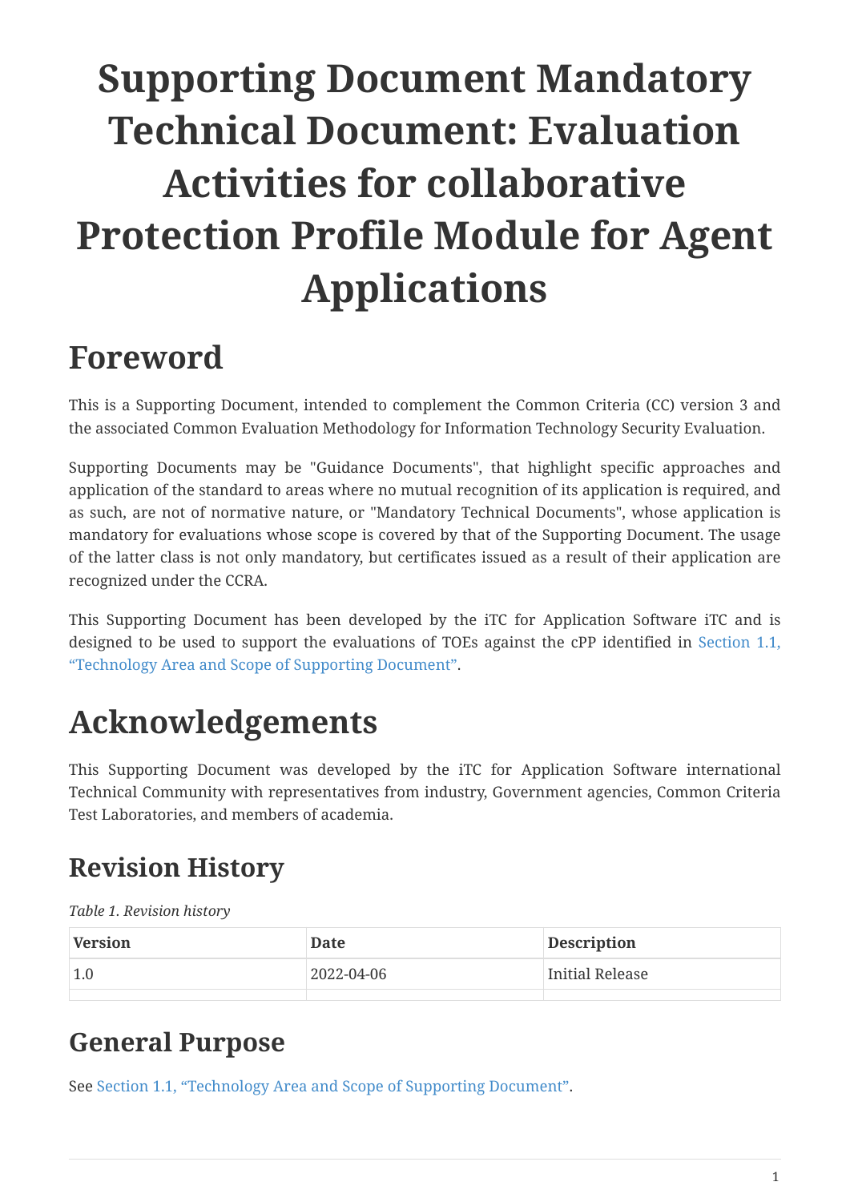# Supporting Document Mandatory Technical Document: Evaluation Activities for collaborative Protection Profile Module for Agent Applications

# Foreword

This is a Supporting Document, intended to complement the Common Criteria (CC) version 3 and the associated Common Evaluation Methodology for Information Technology Security Evaluation.

Supporting Documents may be "Guidance Documents", that highlight specific approaches and application of the standard to areas where no mutual recognition of its application is required, and as such, are not of normative nature, or "Mandatory Technical Documents", whose application is mandatory for evaluations whose scope is covered by that of the Supporting Document. The usage of the latter class is not only mandatory, but certificates issued as a result of their application are recognized under the CCRA.

This Supporting Document has been developed by the iTC for Application Software iTC and is designed to be used to support the evaluations of TOEs against the cPP identified in Section 1.1, "Technology Area and Scope of Supporting Document".

# Acknowledgements

This Supporting Document was developed by the iTC for Application Software international Technical Community with representatives from industry, Government agencies, Common Criteria Test Laboratories, and members of academia.

## Revision History

*Table 1. Revision history*

| Version | Date | Description |
| --- | --- | --- |
| 1.0 | 2022-04-06 | Initial Release |
| | | |

## General Purpose

See Section 1.1, "Technology Area and Scope of Supporting Document".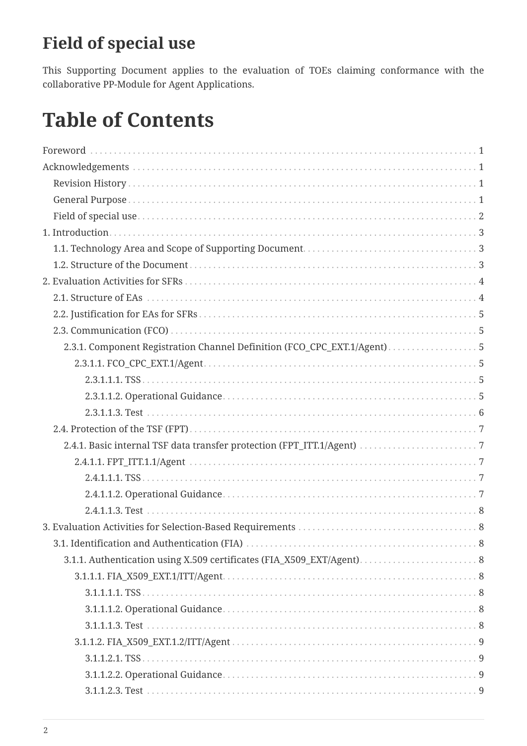## Field of special use

This Supporting Document applies to the evaluation of TOEs claiming conformance with the collaborative PP-Module for Agent Applications.

# Table of Contents

- Foreword . . . 1
- Acknowledgements . . . 1
  - Revision History . . . 1
  - General Purpose . . . 1
  - Field of special use . . . 2
- 1. Introduction . . . 3
  - 1.1. Technology Area and Scope of Supporting Document . . . 3
  - 1.2. Structure of the Document . . . 3
- 2. Evaluation Activities for SFRs . . . 4
  - 2.1. Structure of EAs . . . 4
  - 2.2. Justification for EAs for SFRs . . . 5
  - 2.3. Communication (FCO) . . . 5
    - 2.3.1. Component Registration Channel Definition (FCO_CPC_EXT.1/Agent) . . . 5
      - 2.3.1.1. FCO_CPC_EXT.1/Agent . . . 5
        - 2.3.1.1.1. TSS . . . 5
        - 2.3.1.1.2. Operational Guidance . . . 5
        - 2.3.1.1.3. Test . . . 6
  - 2.4. Protection of the TSF (FPT) . . . 7
    - 2.4.1. Basic internal TSF data transfer protection (FPT_ITT.1/Agent) . . . 7
      - 2.4.1.1. FPT_ITT.1.1/Agent . . . 7
        - 2.4.1.1.1. TSS . . . 7
        - 2.4.1.1.2. Operational Guidance . . . 7
        - 2.4.1.1.3. Test . . . 8
- 3. Evaluation Activities for Selection-Based Requirements . . . 8
  - 3.1. Identification and Authentication (FIA) . . . 8
    - 3.1.1. Authentication using X.509 certificates (FIA_X509_EXT/Agent) . . . 8
      - 3.1.1.1. FIA_X509_EXT.1/ITT/Agent . . . 8
        - 3.1.1.1.1. TSS . . . 8
        - 3.1.1.1.2. Operational Guidance . . . 8
        - 3.1.1.1.3. Test . . . 8
      - 3.1.1.2. FIA_X509_EXT.1.2/ITT/Agent . . . 9
        - 3.1.1.2.1. TSS . . . 9
        - 3.1.1.2.2. Operational Guidance . . . 9
        - 3.1.1.2.3. Test . . . 9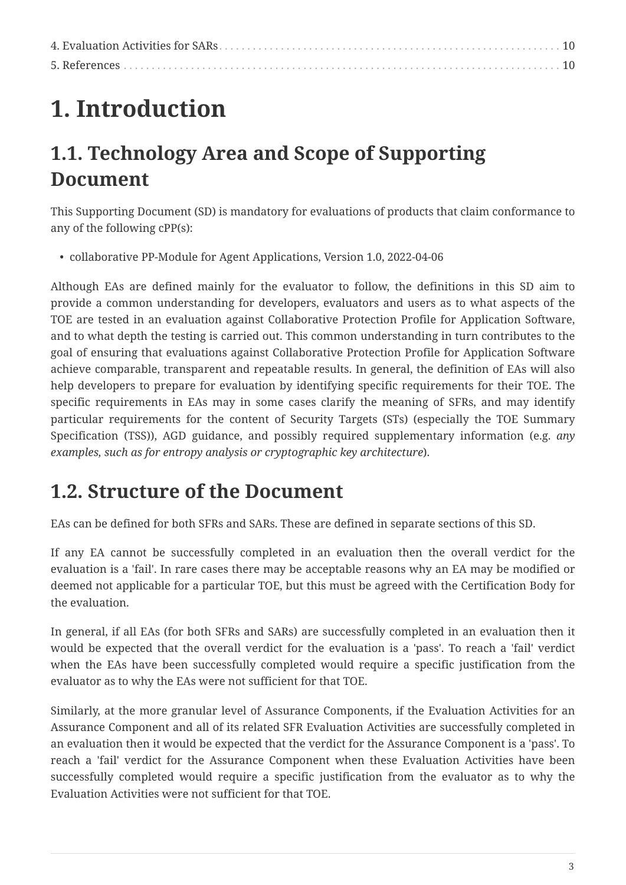4. Evaluation Activities for SARs . . . . . . . . . . . . . . . . . . . . . . . . . . . . . . . . . . . . . . . . . . . . . . . . . . . . . . . . . . . 10
5. References . . . . . . . . . . . . . . . . . . . . . . . . . . . . . . . . . . . . . . . . . . . . . . . . . . . . . . . . . . . . . . . . . . . . . . . 10

# 1. Introduction

## 1.1. Technology Area and Scope of Supporting Document

This Supporting Document (SD) is mandatory for evaluations of products that claim conformance to any of the following cPP(s):

- collaborative PP-Module for Agent Applications, Version 1.0, 2022-04-06

Although EAs are defined mainly for the evaluator to follow, the definitions in this SD aim to provide a common understanding for developers, evaluators and users as to what aspects of the TOE are tested in an evaluation against Collaborative Protection Profile for Application Software, and to what depth the testing is carried out. This common understanding in turn contributes to the goal of ensuring that evaluations against Collaborative Protection Profile for Application Software achieve comparable, transparent and repeatable results. In general, the definition of EAs will also help developers to prepare for evaluation by identifying specific requirements for their TOE. The specific requirements in EAs may in some cases clarify the meaning of SFRs, and may identify particular requirements for the content of Security Targets (STs) (especially the TOE Summary Specification (TSS)), AGD guidance, and possibly required supplementary information (e.g. *any examples, such as for entropy analysis or cryptographic key architecture*).

## 1.2. Structure of the Document

EAs can be defined for both SFRs and SARs. These are defined in separate sections of this SD.

If any EA cannot be successfully completed in an evaluation then the overall verdict for the evaluation is a 'fail'. In rare cases there may be acceptable reasons why an EA may be modified or deemed not applicable for a particular TOE, but this must be agreed with the Certification Body for the evaluation.

In general, if all EAs (for both SFRs and SARs) are successfully completed in an evaluation then it would be expected that the overall verdict for the evaluation is a 'pass'. To reach a 'fail' verdict when the EAs have been successfully completed would require a specific justification from the evaluator as to why the EAs were not sufficient for that TOE.

Similarly, at the more granular level of Assurance Components, if the Evaluation Activities for an Assurance Component and all of its related SFR Evaluation Activities are successfully completed in an evaluation then it would be expected that the verdict for the Assurance Component is a 'pass'. To reach a 'fail' verdict for the Assurance Component when these Evaluation Activities have been successfully completed would require a specific justification from the evaluator as to why the Evaluation Activities were not sufficient for that TOE.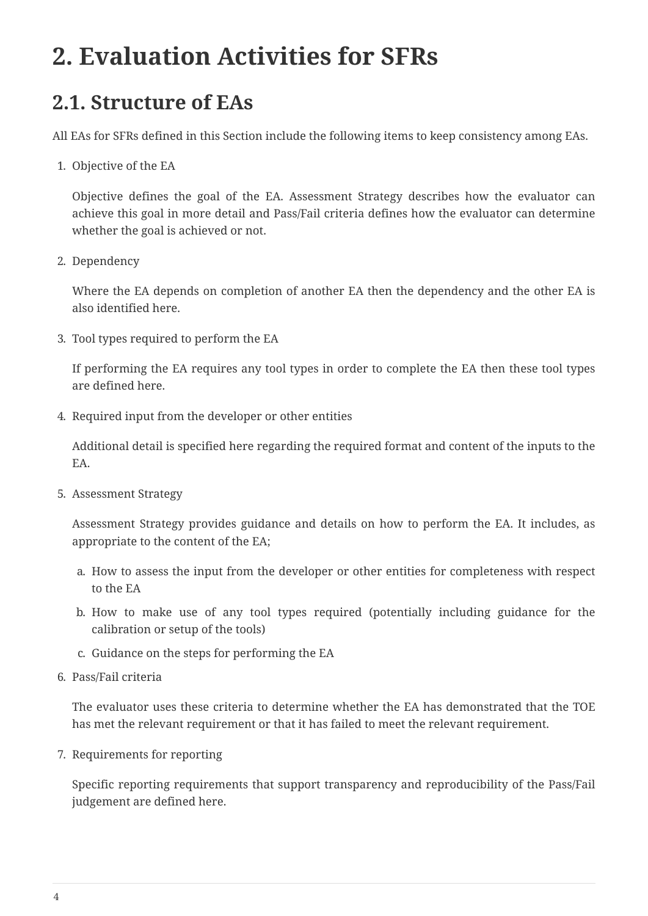# 2. Evaluation Activities for SFRs

## 2.1. Structure of EAs

All EAs for SFRs defined in this Section include the following items to keep consistency among EAs.

1. Objective of the EA

   Objective defines the goal of the EA. Assessment Strategy describes how the evaluator can achieve this goal in more detail and Pass/Fail criteria defines how the evaluator can determine whether the goal is achieved or not.

2. Dependency

   Where the EA depends on completion of another EA then the dependency and the other EA is also identified here.

3. Tool types required to perform the EA

   If performing the EA requires any tool types in order to complete the EA then these tool types are defined here.

4. Required input from the developer or other entities

   Additional detail is specified here regarding the required format and content of the inputs to the EA.

5. Assessment Strategy

   Assessment Strategy provides guidance and details on how to perform the EA. It includes, as appropriate to the content of the EA;

   a. How to assess the input from the developer or other entities for completeness with respect to the EA
   b. How to make use of any tool types required (potentially including guidance for the calibration or setup of the tools)
   c. Guidance on the steps for performing the EA

6. Pass/Fail criteria

   The evaluator uses these criteria to determine whether the EA has demonstrated that the TOE has met the relevant requirement or that it has failed to meet the relevant requirement.

7. Requirements for reporting

   Specific reporting requirements that support transparency and reproducibility of the Pass/Fail judgement are defined here.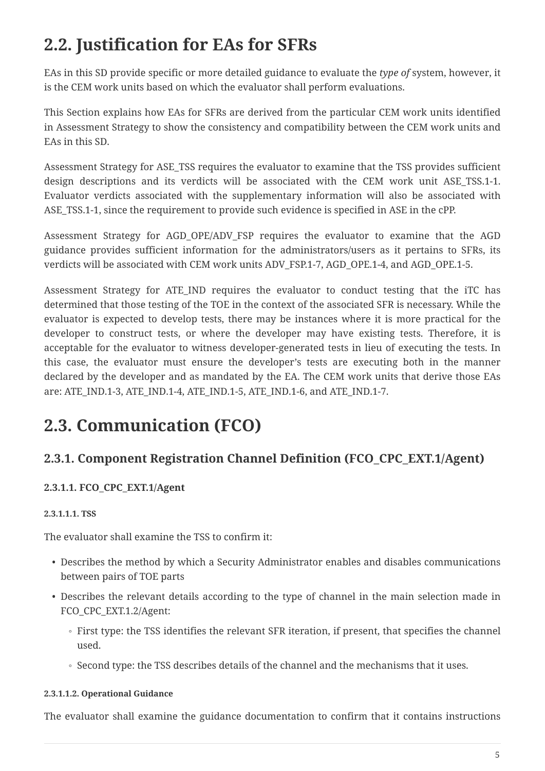## 2.2. Justification for EAs for SFRs

EAs in this SD provide specific or more detailed guidance to evaluate the *type of* system, however, it is the CEM work units based on which the evaluator shall perform evaluations.

This Section explains how EAs for SFRs are derived from the particular CEM work units identified in Assessment Strategy to show the consistency and compatibility between the CEM work units and EAs in this SD.

Assessment Strategy for ASE_TSS requires the evaluator to examine that the TSS provides sufficient design descriptions and its verdicts will be associated with the CEM work unit ASE_TSS.1-1. Evaluator verdicts associated with the supplementary information will also be associated with ASE_TSS.1-1, since the requirement to provide such evidence is specified in ASE in the cPP.

Assessment Strategy for AGD_OPE/ADV_FSP requires the evaluator to examine that the AGD guidance provides sufficient information for the administrators/users as it pertains to SFRs, its verdicts will be associated with CEM work units ADV_FSP.1-7, AGD_OPE.1-4, and AGD_OPE.1-5.

Assessment Strategy for ATE_IND requires the evaluator to conduct testing that the iTC has determined that those testing of the TOE in the context of the associated SFR is necessary. While the evaluator is expected to develop tests, there may be instances where it is more practical for the developer to construct tests, or where the developer may have existing tests. Therefore, it is acceptable for the evaluator to witness developer-generated tests in lieu of executing the tests. In this case, the evaluator must ensure the developer's tests are executing both in the manner declared by the developer and as mandated by the EA. The CEM work units that derive those EAs are: ATE_IND.1-3, ATE_IND.1-4, ATE_IND.1-5, ATE_IND.1-6, and ATE_IND.1-7.

## 2.3. Communication (FCO)

### 2.3.1. Component Registration Channel Definition (FCO_CPC_EXT.1/Agent)

#### 2.3.1.1. FCO_CPC_EXT.1/Agent

##### 2.3.1.1.1. TSS

The evaluator shall examine the TSS to confirm it:

- Describes the method by which a Security Administrator enables and disables communications between pairs of TOE parts
- Describes the relevant details according to the type of channel in the main selection made in FCO_CPC_EXT.1.2/Agent:
  - First type: the TSS identifies the relevant SFR iteration, if present, that specifies the channel used.
  - Second type: the TSS describes details of the channel and the mechanisms that it uses.

##### 2.3.1.1.2. Operational Guidance

The evaluator shall examine the guidance documentation to confirm that it contains instructions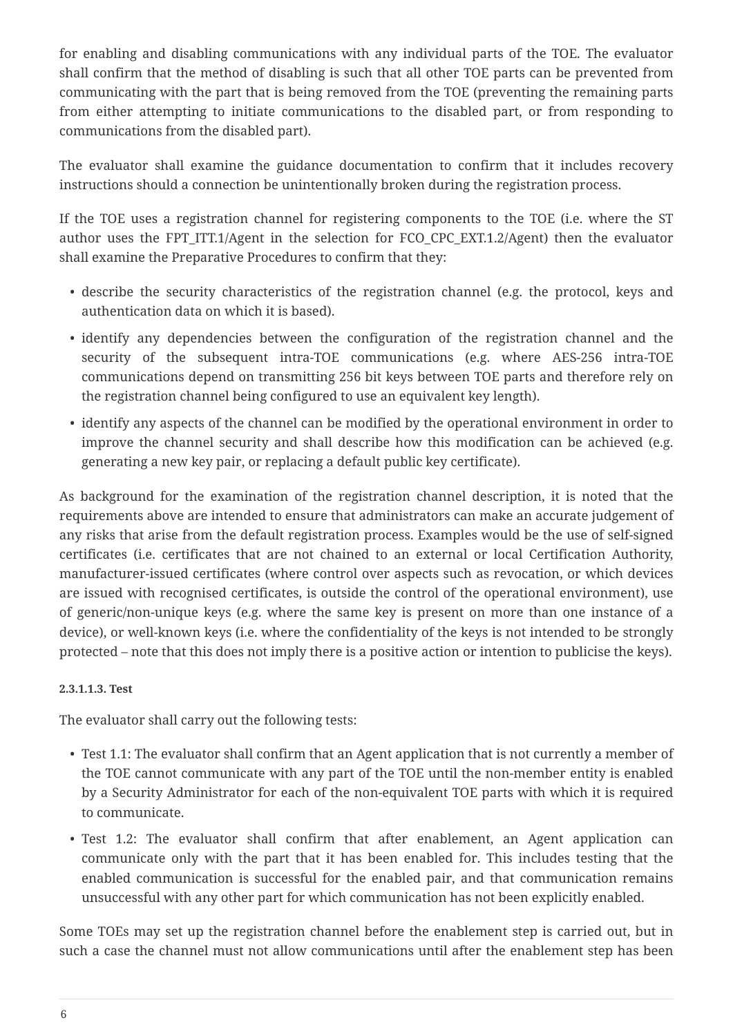for enabling and disabling communications with any individual parts of the TOE. The evaluator shall confirm that the method of disabling is such that all other TOE parts can be prevented from communicating with the part that is being removed from the TOE (preventing the remaining parts from either attempting to initiate communications to the disabled part, or from responding to communications from the disabled part).

The evaluator shall examine the guidance documentation to confirm that it includes recovery instructions should a connection be unintentionally broken during the registration process.

If the TOE uses a registration channel for registering components to the TOE (i.e. where the ST author uses the FPT_ITT.1/Agent in the selection for FCO_CPC_EXT.1.2/Agent) then the evaluator shall examine the Preparative Procedures to confirm that they:

- describe the security characteristics of the registration channel (e.g. the protocol, keys and authentication data on which it is based).
- identify any dependencies between the configuration of the registration channel and the security of the subsequent intra-TOE communications (e.g. where AES-256 intra-TOE communications depend on transmitting 256 bit keys between TOE parts and therefore rely on the registration channel being configured to use an equivalent key length).
- identify any aspects of the channel can be modified by the operational environment in order to improve the channel security and shall describe how this modification can be achieved (e.g. generating a new key pair, or replacing a default public key certificate).

As background for the examination of the registration channel description, it is noted that the requirements above are intended to ensure that administrators can make an accurate judgement of any risks that arise from the default registration process. Examples would be the use of self-signed certificates (i.e. certificates that are not chained to an external or local Certification Authority, manufacturer-issued certificates (where control over aspects such as revocation, or which devices are issued with recognised certificates, is outside the control of the operational environment), use of generic/non-unique keys (e.g. where the same key is present on more than one instance of a device), or well-known keys (i.e. where the confidentiality of the keys is not intended to be strongly protected – note that this does not imply there is a positive action or intention to publicise the keys).

#### 2.3.1.1.3. Test

The evaluator shall carry out the following tests:

- Test 1.1: The evaluator shall confirm that an Agent application that is not currently a member of the TOE cannot communicate with any part of the TOE until the non-member entity is enabled by a Security Administrator for each of the non-equivalent TOE parts with which it is required to communicate.
- Test 1.2: The evaluator shall confirm that after enablement, an Agent application can communicate only with the part that it has been enabled for. This includes testing that the enabled communication is successful for the enabled pair, and that communication remains unsuccessful with any other part for which communication has not been explicitly enabled.

Some TOEs may set up the registration channel before the enablement step is carried out, but in such a case the channel must not allow communications until after the enablement step has been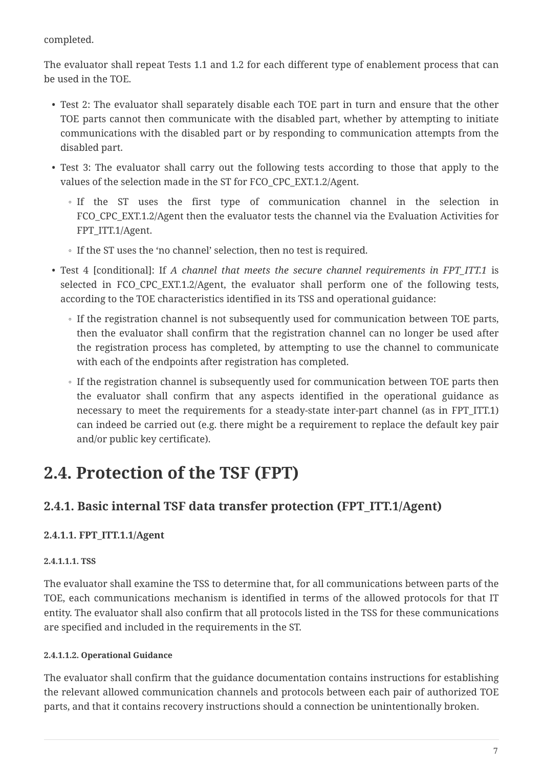completed.

The evaluator shall repeat Tests 1.1 and 1.2 for each different type of enablement process that can be used in the TOE.

- Test 2: The evaluator shall separately disable each TOE part in turn and ensure that the other TOE parts cannot then communicate with the disabled part, whether by attempting to initiate communications with the disabled part or by responding to communication attempts from the disabled part.
- Test 3: The evaluator shall carry out the following tests according to those that apply to the values of the selection made in the ST for FCO_CPC_EXT.1.2/Agent.
  - If the ST uses the first type of communication channel in the selection in FCO_CPC_EXT.1.2/Agent then the evaluator tests the channel via the Evaluation Activities for FPT_ITT.1/Agent.
  - If the ST uses the ‘no channel’ selection, then no test is required.
- Test 4 [conditional]: If *A channel that meets the secure channel requirements in FPT_ITT.1* is selected in FCO_CPC_EXT.1.2/Agent, the evaluator shall perform one of the following tests, according to the TOE characteristics identified in its TSS and operational guidance:
  - If the registration channel is not subsequently used for communication between TOE parts, then the evaluator shall confirm that the registration channel can no longer be used after the registration process has completed, by attempting to use the channel to communicate with each of the endpoints after registration has completed.
  - If the registration channel is subsequently used for communication between TOE parts then the evaluator shall confirm that any aspects identified in the operational guidance as necessary to meet the requirements for a steady-state inter-part channel (as in FPT_ITT.1) can indeed be carried out (e.g. there might be a requirement to replace the default key pair and/or public key certificate).

## 2.4. Protection of the TSF (FPT)

### 2.4.1. Basic internal TSF data transfer protection (FPT_ITT.1/Agent)

#### 2.4.1.1. FPT_ITT.1.1/Agent

##### 2.4.1.1.1. TSS

The evaluator shall examine the TSS to determine that, for all communications between parts of the TOE, each communications mechanism is identified in terms of the allowed protocols for that IT entity. The evaluator shall also confirm that all protocols listed in the TSS for these communications are specified and included in the requirements in the ST.

##### 2.4.1.1.2. Operational Guidance

The evaluator shall confirm that the guidance documentation contains instructions for establishing the relevant allowed communication channels and protocols between each pair of authorized TOE parts, and that it contains recovery instructions should a connection be unintentionally broken.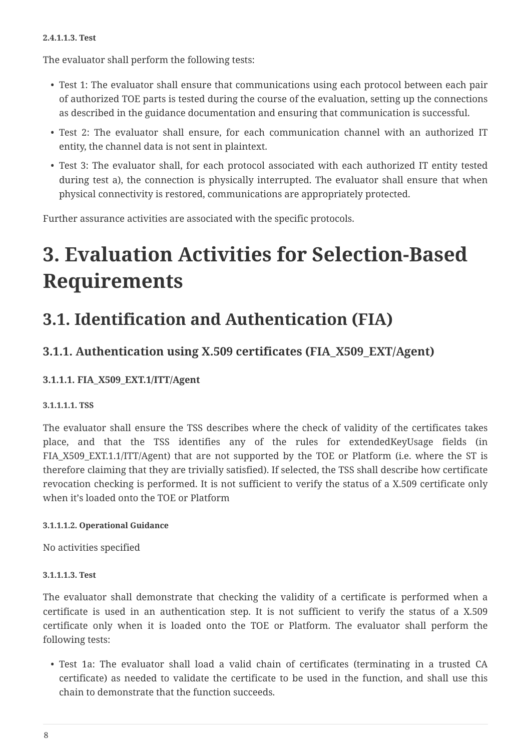##### 2.4.1.1.3. Test

The evaluator shall perform the following tests:

- Test 1: The evaluator shall ensure that communications using each protocol between each pair of authorized TOE parts is tested during the course of the evaluation, setting up the connections as described in the guidance documentation and ensuring that communication is successful.
- Test 2: The evaluator shall ensure, for each communication channel with an authorized IT entity, the channel data is not sent in plaintext.
- Test 3: The evaluator shall, for each protocol associated with each authorized IT entity tested during test a), the connection is physically interrupted. The evaluator shall ensure that when physical connectivity is restored, communications are appropriately protected.

Further assurance activities are associated with the specific protocols.

# 3. Evaluation Activities for Selection-Based Requirements

## 3.1. Identification and Authentication (FIA)

### 3.1.1. Authentication using X.509 certificates (FIA_X509_EXT/Agent)

#### 3.1.1.1. FIA_X509_EXT.1/ITT/Agent

##### 3.1.1.1.1. TSS

The evaluator shall ensure the TSS describes where the check of validity of the certificates takes place, and that the TSS identifies any of the rules for extendedKeyUsage fields (in FIA_X509_EXT.1.1/ITT/Agent) that are not supported by the TOE or Platform (i.e. where the ST is therefore claiming that they are trivially satisfied). If selected, the TSS shall describe how certificate revocation checking is performed. It is not sufficient to verify the status of a X.509 certificate only when it's loaded onto the TOE or Platform

##### 3.1.1.1.2. Operational Guidance

No activities specified

##### 3.1.1.1.3. Test

The evaluator shall demonstrate that checking the validity of a certificate is performed when a certificate is used in an authentication step. It is not sufficient to verify the status of a X.509 certificate only when it is loaded onto the TOE or Platform. The evaluator shall perform the following tests:

- Test 1a: The evaluator shall load a valid chain of certificates (terminating in a trusted CA certificate) as needed to validate the certificate to be used in the function, and shall use this chain to demonstrate that the function succeeds.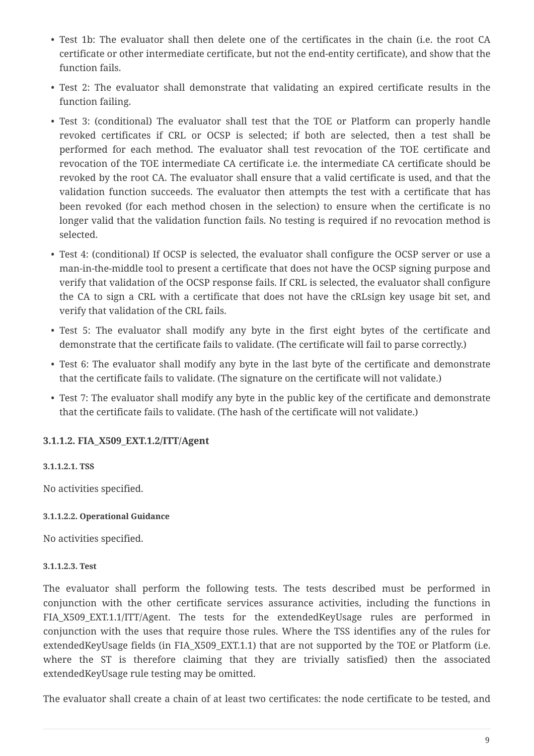- Test 1b: The evaluator shall then delete one of the certificates in the chain (i.e. the root CA certificate or other intermediate certificate, but not the end-entity certificate), and show that the function fails.
- Test 2: The evaluator shall demonstrate that validating an expired certificate results in the function failing.
- Test 3: (conditional) The evaluator shall test that the TOE or Platform can properly handle revoked certificates if CRL or OCSP is selected; if both are selected, then a test shall be performed for each method. The evaluator shall test revocation of the TOE certificate and revocation of the TOE intermediate CA certificate i.e. the intermediate CA certificate should be revoked by the root CA. The evaluator shall ensure that a valid certificate is used, and that the validation function succeeds. The evaluator then attempts the test with a certificate that has been revoked (for each method chosen in the selection) to ensure when the certificate is no longer valid that the validation function fails. No testing is required if no revocation method is selected.
- Test 4: (conditional) If OCSP is selected, the evaluator shall configure the OCSP server or use a man-in-the-middle tool to present a certificate that does not have the OCSP signing purpose and verify that validation of the OCSP response fails. If CRL is selected, the evaluator shall configure the CA to sign a CRL with a certificate that does not have the cRLsign key usage bit set, and verify that validation of the CRL fails.
- Test 5: The evaluator shall modify any byte in the first eight bytes of the certificate and demonstrate that the certificate fails to validate. (The certificate will fail to parse correctly.)
- Test 6: The evaluator shall modify any byte in the last byte of the certificate and demonstrate that the certificate fails to validate. (The signature on the certificate will not validate.)
- Test 7: The evaluator shall modify any byte in the public key of the certificate and demonstrate that the certificate fails to validate. (The hash of the certificate will not validate.)

#### 3.1.1.2. FIA_X509_EXT.1.2/ITT/Agent

##### 3.1.1.2.1. TSS

No activities specified.

##### 3.1.1.2.2. Operational Guidance

No activities specified.

##### 3.1.1.2.3. Test

The evaluator shall perform the following tests. The tests described must be performed in conjunction with the other certificate services assurance activities, including the functions in FIA_X509_EXT.1.1/ITT/Agent. The tests for the extendedKeyUsage rules are performed in conjunction with the uses that require those rules. Where the TSS identifies any of the rules for extendedKeyUsage fields (in FIA_X509_EXT.1.1) that are not supported by the TOE or Platform (i.e. where the ST is therefore claiming that they are trivially satisfied) then the associated extendedKeyUsage rule testing may be omitted.

The evaluator shall create a chain of at least two certificates: the node certificate to be tested, and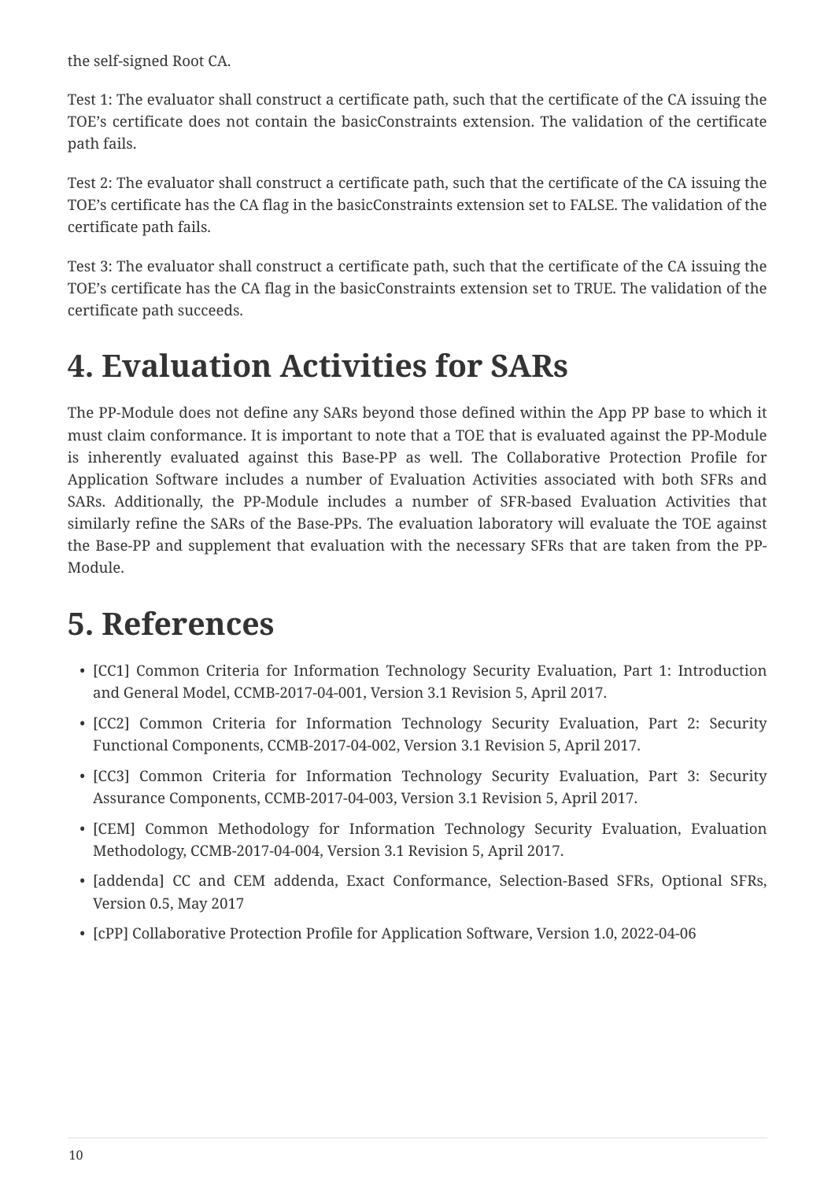the self-signed Root CA.

Test 1: The evaluator shall construct a certificate path, such that the certificate of the CA issuing the TOE's certificate does not contain the basicConstraints extension. The validation of the certificate path fails.

Test 2: The evaluator shall construct a certificate path, such that the certificate of the CA issuing the TOE's certificate has the CA flag in the basicConstraints extension set to FALSE. The validation of the certificate path fails.

Test 3: The evaluator shall construct a certificate path, such that the certificate of the CA issuing the TOE's certificate has the CA flag in the basicConstraints extension set to TRUE. The validation of the certificate path succeeds.

# 4. Evaluation Activities for SARs

The PP-Module does not define any SARs beyond those defined within the App PP base to which it must claim conformance. It is important to note that a TOE that is evaluated against the PP-Module is inherently evaluated against this Base-PP as well. The Collaborative Protection Profile for Application Software includes a number of Evaluation Activities associated with both SFRs and SARs. Additionally, the PP-Module includes a number of SFR-based Evaluation Activities that similarly refine the SARs of the Base-PPs. The evaluation laboratory will evaluate the TOE against the Base-PP and supplement that evaluation with the necessary SFRs that are taken from the PP-Module.

# 5. References

- [CC1] Common Criteria for Information Technology Security Evaluation, Part 1: Introduction and General Model, CCMB-2017-04-001, Version 3.1 Revision 5, April 2017.
- [CC2] Common Criteria for Information Technology Security Evaluation, Part 2: Security Functional Components, CCMB-2017-04-002, Version 3.1 Revision 5, April 2017.
- [CC3] Common Criteria for Information Technology Security Evaluation, Part 3: Security Assurance Components, CCMB-2017-04-003, Version 3.1 Revision 5, April 2017.
- [CEM] Common Methodology for Information Technology Security Evaluation, Evaluation Methodology, CCMB-2017-04-004, Version 3.1 Revision 5, April 2017.
- [addenda] CC and CEM addenda, Exact Conformance, Selection-Based SFRs, Optional SFRs, Version 0.5, May 2017
- [cPP] Collaborative Protection Profile for Application Software, Version 1.0, 2022-04-06